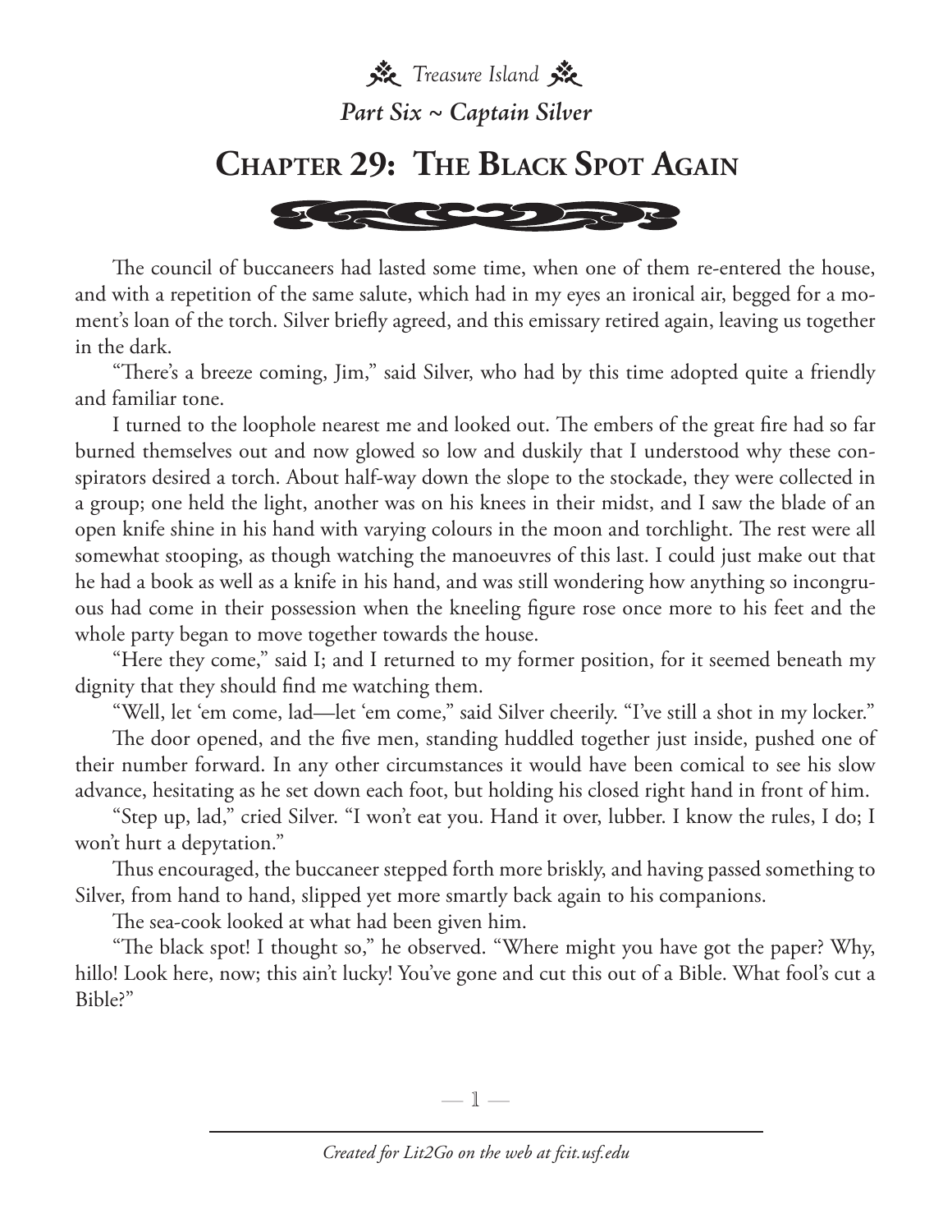*Treasure Island*

*Part Six ~ Captain Silver*

# Chapter 29: The Black Spot Again

The council of buccaneers had lasted some time, when one of them re-entered the house, and with a repetition of the same salute, which had in my eyes an ironical air, begged for a moment's loan of the torch. Silver briefly agreed, and this emissary retired again, leaving us together in the dark.

"There's a breeze coming, Jim," said Silver, who had by this time adopted quite a friendly and familiar tone.

I turned to the loophole nearest me and looked out. The embers of the great fire had so far burned themselves out and now glowed so low and duskily that I understood why these conspirators desired a torch. About half-way down the slope to the stockade, they were collected in a group; one held the light, another was on his knees in their midst, and I saw the blade of an open knife shine in his hand with varying colours in the moon and torchlight. The rest were all somewhat stooping, as though watching the manoeuvres of this last. I could just make out that he had a book as well as a knife in his hand, and was still wondering how anything so incongruous had come in their possession when the kneeling figure rose once more to his feet and the whole party began to move together towards the house.

"Here they come," said I; and I returned to my former position, for it seemed beneath my dignity that they should find me watching them.

"Well, let 'em come, lad—let 'em come," said Silver cheerily. "I've still a shot in my locker."

The door opened, and the five men, standing huddled together just inside, pushed one of their number forward. In any other circumstances it would have been comical to see his slow advance, hesitating as he set down each foot, but holding his closed right hand in front of him.

"Step up, lad," cried Silver. "I won't eat you. Hand it over, lubber. I know the rules, I do; I won't hurt a depytation."

Thus encouraged, the buccaneer stepped forth more briskly, and having passed something to Silver, from hand to hand, slipped yet more smartly back again to his companions.

The sea-cook looked at what had been given him.

"The black spot! I thought so," he observed. "Where might you have got the paper? Why, hillo! Look here, now; this ain't lucky! You've gone and cut this out of a Bible. What fool's cut a Bible?"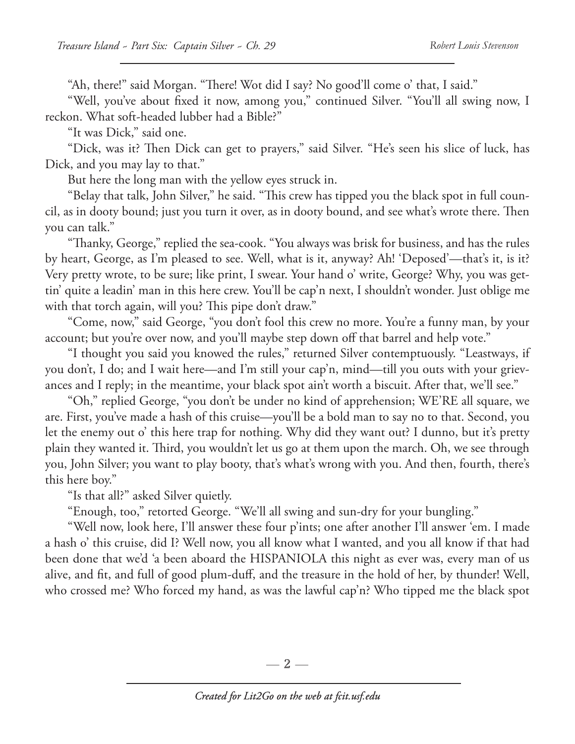"Ah, there!" said Morgan. "There! Wot did I say? No good'll come o' that, I said."

"Well, you've about fixed it now, among you," continued Silver. "You'll all swing now, I reckon. What soft-headed lubber had a Bible?"

"It was Dick," said one.

"Dick, was it? Then Dick can get to prayers," said Silver. "He's seen his slice of luck, has Dick, and you may lay to that."

But here the long man with the yellow eyes struck in.

"Belay that talk, John Silver," he said. "This crew has tipped you the black spot in full council, as in dooty bound; just you turn it over, as in dooty bound, and see what's wrote there. Then you can talk."

"Thanky, George," replied the sea-cook. "You always was brisk for business, and has the rules by heart, George, as I'm pleased to see. Well, what is it, anyway? Ah! 'Deposed'—that's it, is it? Very pretty wrote, to be sure; like print, I swear. Your hand o' write, George? Why, you was gettin' quite a leadin' man in this here crew. You'll be cap'n next, I shouldn't wonder. Just oblige me with that torch again, will you? This pipe don't draw."

"Come, now," said George, "you don't fool this crew no more. You're a funny man, by your account; but you're over now, and you'll maybe step down off that barrel and help vote."

"I thought you said you knowed the rules," returned Silver contemptuously. "Leastways, if you don't, I do; and I wait here—and I'm still your cap'n, mind—till you outs with your grievances and I reply; in the meantime, your black spot ain't worth a biscuit. After that, we'll see."

"Oh," replied George, "you don't be under no kind of apprehension; WE'RE all square, we are. First, you've made a hash of this cruise—you'll be a bold man to say no to that. Second, you let the enemy out o' this here trap for nothing. Why did they want out? I dunno, but it's pretty plain they wanted it. Third, you wouldn't let us go at them upon the march. Oh, we see through you, John Silver; you want to play booty, that's what's wrong with you. And then, fourth, there's this here boy."

"Is that all?" asked Silver quietly.

"Enough, too," retorted George. "We'll all swing and sun-dry for your bungling."

"Well now, look here, I'll answer these four p'ints; one after another I'll answer 'em. I made a hash o' this cruise, did I? Well now, you all know what I wanted, and you all know if that had been done that we'd 'a been aboard the HISPANIOLA this night as ever was, every man of us alive, and fit, and full of good plum-duff, and the treasure in the hold of her, by thunder! Well, who crossed me? Who forced my hand, as was the lawful cap'n? Who tipped me the black spot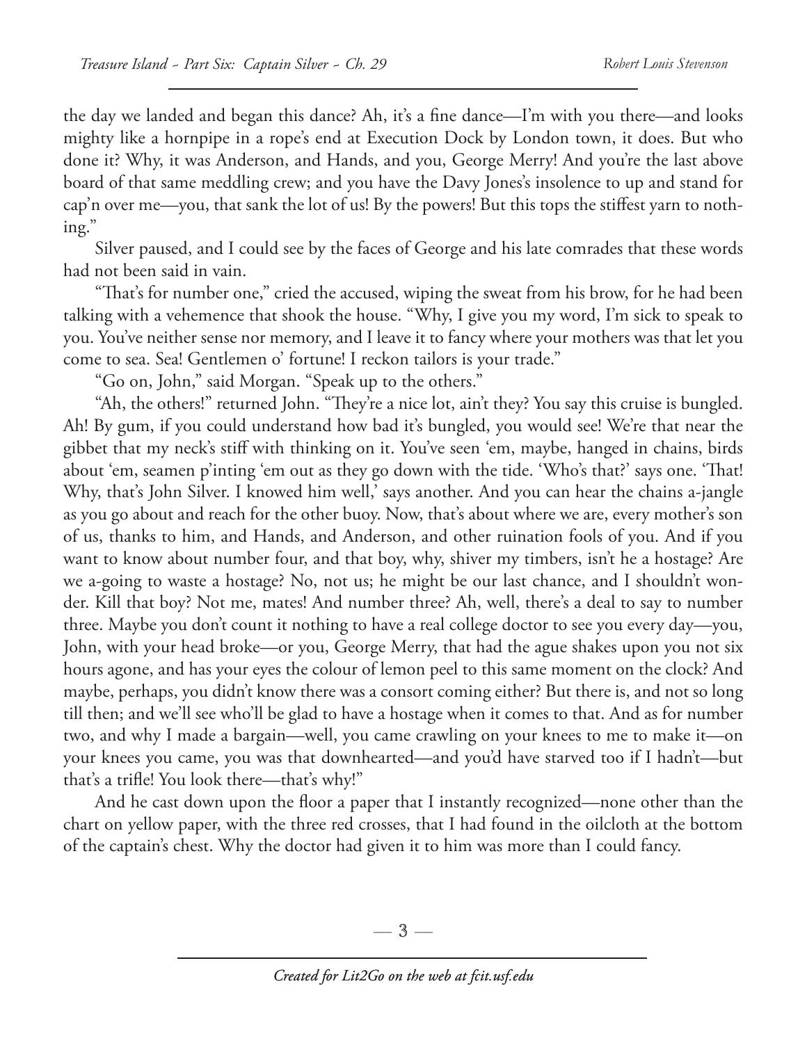the day we landed and began this dance? Ah, it's a fine dance—I'm with you there—and looks mighty like a hornpipe in a rope's end at Execution Dock by London town, it does. But who done it? Why, it was Anderson, and Hands, and you, George Merry! And you're the last above board of that same meddling crew; and you have the Davy Jones's insolence to up and stand for cap'n over me—you, that sank the lot of us! By the powers! But this tops the stiffest yarn to nothing."

Silver paused, and I could see by the faces of George and his late comrades that these words had not been said in vain.

"That's for number one," cried the accused, wiping the sweat from his brow, for he had been talking with a vehemence that shook the house. "Why, I give you my word, I'm sick to speak to you. You've neither sense nor memory, and I leave it to fancy where your mothers was that let you come to sea. Sea! Gentlemen o' fortune! I reckon tailors is your trade."

"Go on, John," said Morgan. "Speak up to the others."

"Ah, the others!" returned John. "They're a nice lot, ain't they? You say this cruise is bungled. Ah! By gum, if you could understand how bad it's bungled, you would see! We're that near the gibbet that my neck's stiff with thinking on it. You've seen 'em, maybe, hanged in chains, birds about 'em, seamen p'inting 'em out as they go down with the tide. 'Who's that?' says one. 'That! Why, that's John Silver. I knowed him well,' says another. And you can hear the chains a-jangle as you go about and reach for the other buoy. Now, that's about where we are, every mother's son of us, thanks to him, and Hands, and Anderson, and other ruination fools of you. And if you want to know about number four, and that boy, why, shiver my timbers, isn't he a hostage? Are we a-going to waste a hostage? No, not us; he might be our last chance, and I shouldn't wonder. Kill that boy? Not me, mates! And number three? Ah, well, there's a deal to say to number three. Maybe you don't count it nothing to have a real college doctor to see you every day—you, John, with your head broke—or you, George Merry, that had the ague shakes upon you not six hours agone, and has your eyes the colour of lemon peel to this same moment on the clock? And maybe, perhaps, you didn't know there was a consort coming either? But there is, and not so long till then; and we'll see who'll be glad to have a hostage when it comes to that. And as for number two, and why I made a bargain—well, you came crawling on your knees to me to make it—on your knees you came, you was that downhearted—and you'd have starved too if I hadn't—but that's a trifle! You look there—that's why!"

And he cast down upon the floor a paper that I instantly recognized—none other than the chart on yellow paper, with the three red crosses, that I had found in the oilcloth at the bottom of the captain's chest. Why the doctor had given it to him was more than I could fancy.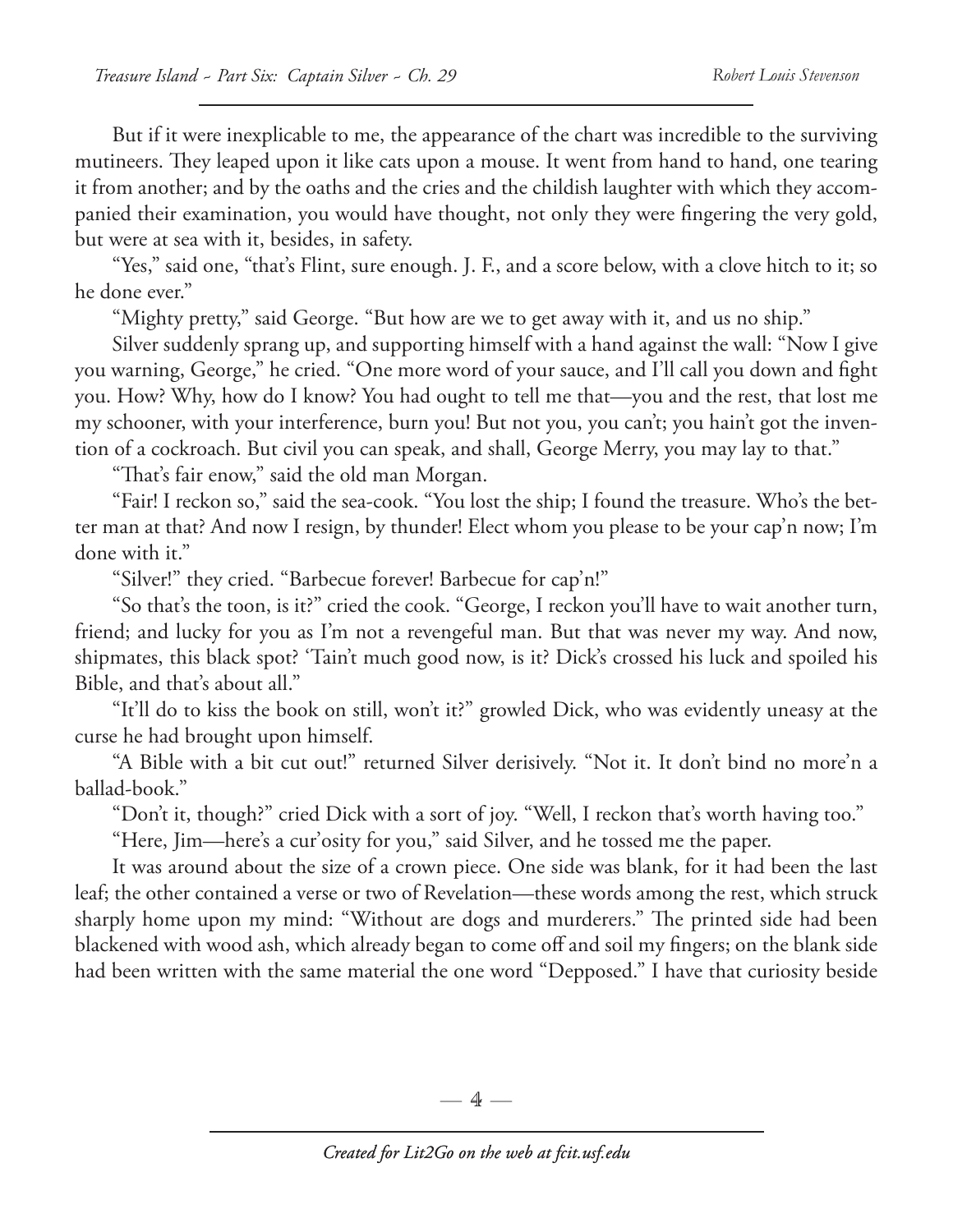But if it were inexplicable to me, the appearance of the chart was incredible to the surviving mutineers. They leaped upon it like cats upon a mouse. It went from hand to hand, one tearing it from another; and by the oaths and the cries and the childish laughter with which they accompanied their examination, you would have thought, not only they were fingering the very gold, but were at sea with it, besides, in safety.

"Yes," said one, "that's Flint, sure enough. J. F., and a score below, with a clove hitch to it; so he done ever."

"Mighty pretty," said George. "But how are we to get away with it, and us no ship."

Silver suddenly sprang up, and supporting himself with a hand against the wall: "Now I give you warning, George," he cried. "One more word of your sauce, and I'll call you down and fight you. How? Why, how do I know? You had ought to tell me that—you and the rest, that lost me my schooner, with your interference, burn you! But not you, you can't; you hain't got the invention of a cockroach. But civil you can speak, and shall, George Merry, you may lay to that."

"That's fair enow," said the old man Morgan.

"Fair! I reckon so," said the sea-cook. "You lost the ship; I found the treasure. Who's the better man at that? And now I resign, by thunder! Elect whom you please to be your cap'n now; I'm done with it."

"Silver!" they cried. "Barbecue forever! Barbecue for cap'n!"

"So that's the toon, is it?" cried the cook. "George, I reckon you'll have to wait another turn, friend; and lucky for you as I'm not a revengeful man. But that was never my way. And now, shipmates, this black spot? 'Tain't much good now, is it? Dick's crossed his luck and spoiled his Bible, and that's about all."

"It'll do to kiss the book on still, won't it?" growled Dick, who was evidently uneasy at the curse he had brought upon himself.

"A Bible with a bit cut out!" returned Silver derisively. "Not it. It don't bind no more'n a ballad-book."

"Don't it, though?" cried Dick with a sort of joy. "Well, I reckon that's worth having too."

"Here, Jim—here's a cur'osity for you," said Silver, and he tossed me the paper.

It was around about the size of a crown piece. One side was blank, for it had been the last leaf; the other contained a verse or two of Revelation—these words among the rest, which struck sharply home upon my mind: "Without are dogs and murderers." The printed side had been blackened with wood ash, which already began to come off and soil my fingers; on the blank side had been written with the same material the one word "Depposed." I have that curiosity beside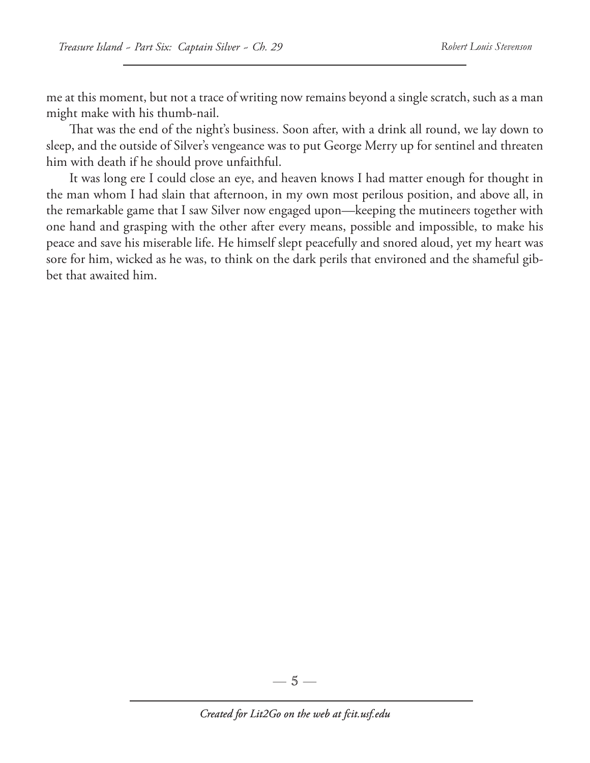me at this moment, but not a trace of writing now remains beyond a single scratch, such as a man might make with his thumb-nail.

That was the end of the night's business. Soon after, with a drink all round, we lay down to sleep, and the outside of Silver's vengeance was to put George Merry up for sentinel and threaten him with death if he should prove unfaithful.

It was long ere I could close an eye, and heaven knows I had matter enough for thought in the man whom I had slain that afternoon, in my own most perilous position, and above all, in the remarkable game that I saw Silver now engaged upon—keeping the mutineers together with one hand and grasping with the other after every means, possible and impossible, to make his peace and save his miserable life. He himself slept peacefully and snored aloud, yet my heart was sore for him, wicked as he was, to think on the dark perils that environed and the shameful gibbet that awaited him.